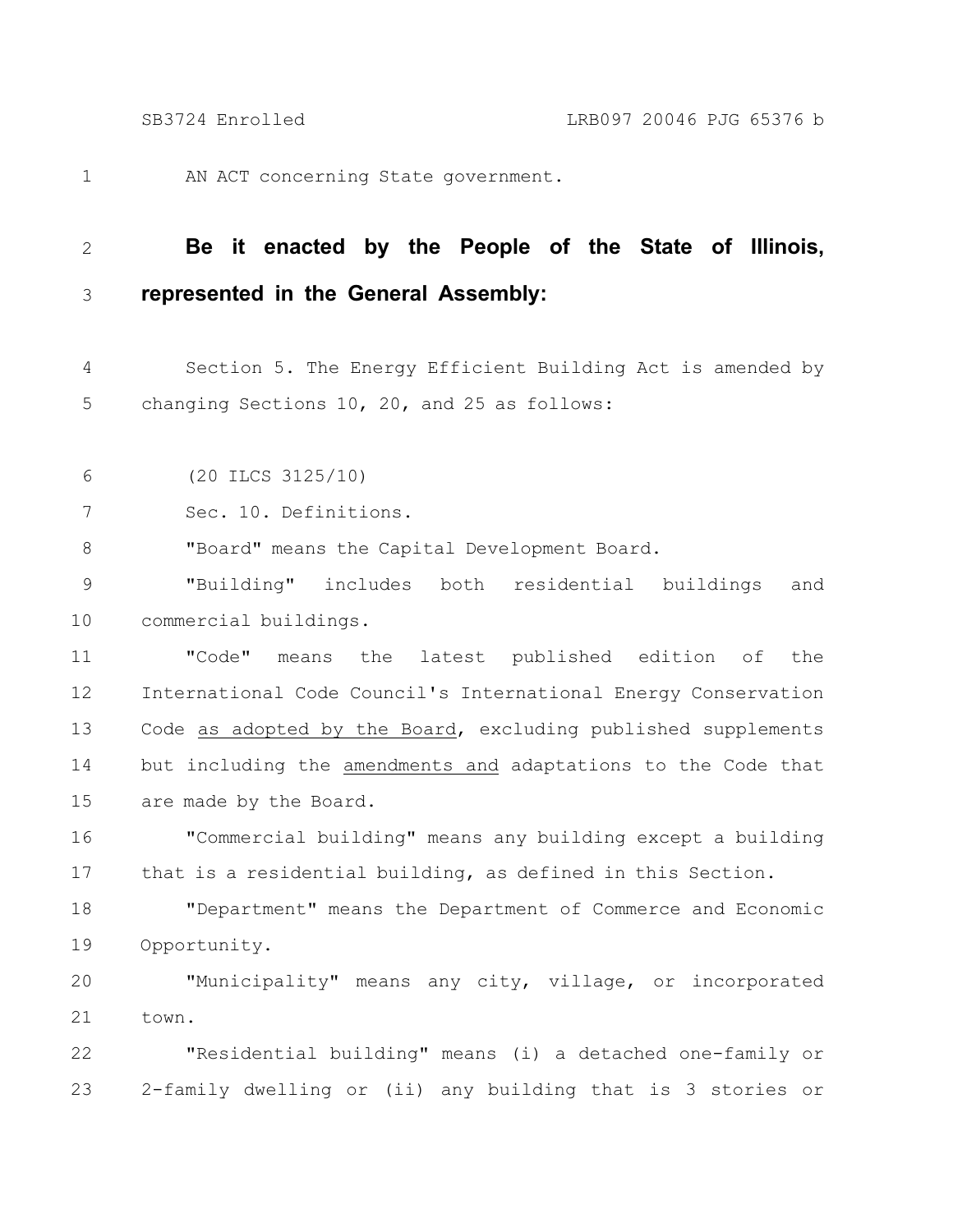AN ACT concerning State government.

**Be it enacted by the People of the State of Illinois, represented in the General Assembly:**

Section 5. The Energy Efficient Building Act is amended by changing Sections 10, 20, and 25 as follows:

(20 ILCS 3125/10)

Sec. 10. Definitions.

"Board" means the Capital Development Board.

"Building" includes both residential buildings and commercial buildings.

"Code" means the latest published edition of the International Code Council's International Energy Conservation Code <u>as adopted by the Board</u>, excluding published supplements but including the <u>amendments and</u> adaptations to the Code that are made by the Board.

"Commercial building" means any building except a building that is a residential building, as defined in this Section.

"Department" means the Department of Commerce and Economic Opportunity.

"Municipality" means any city, village, or incorporated town.

"Residential building" means (i) a detached one-family or 2-family dwelling or (ii) any building that is 3 stories or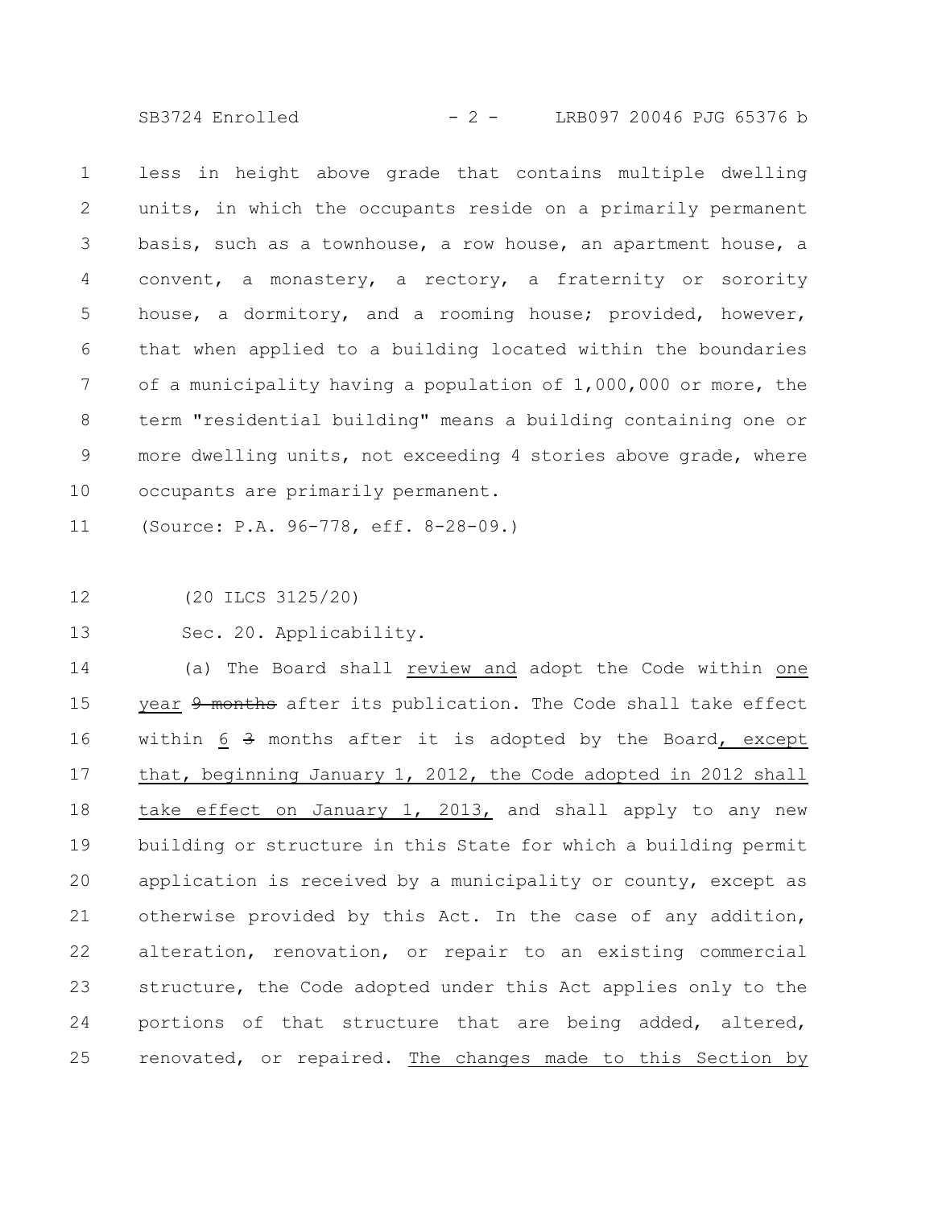less in height above grade that contains multiple dwelling units, in which the occupants reside on a primarily permanent basis, such as a townhouse, a row house, an apartment house, a convent, a monastery, a rectory, a fraternity or sorority house, a dormitory, and a rooming house; provided, however, that when applied to a building located within the boundaries of a municipality having a population of 1,000,000 or more, the term "residential building" means a building containing one or more dwelling units, not exceeding 4 stories above grade, where occupants are primarily permanent.

(Source: P.A. 96-778, eff. 8-28-09.)

(20 ILCS 3125/20)

Sec. 20. Applicability.

(a) The Board shall <u>review and</u> adopt the Code within <u>one year</u> ~~9 months~~ after its publication. The Code shall take effect within <u>6</u> ~~3~~ months after it is adopted by the Board<u>, except that, beginning January 1, 2012, the Code adopted in 2012 shall take effect on January 1, 2013,</u> and shall apply to any new building or structure in this State for which a building permit application is received by a municipality or county, except as otherwise provided by this Act. In the case of any addition, alteration, renovation, or repair to an existing commercial structure, the Code adopted under this Act applies only to the portions of that structure that are being added, altered, renovated, or repaired. <u>The changes made to this Section by</u>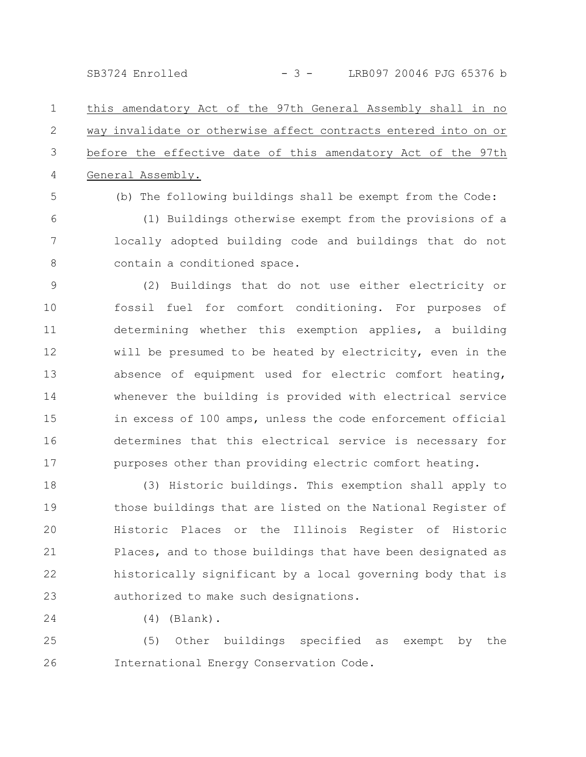this amendatory Act of the 97th General Assembly shall in no way invalidate or otherwise affect contracts entered into on or before the effective date of this amendatory Act of the 97th General Assembly.

(b) The following buildings shall be exempt from the Code:

(1) Buildings otherwise exempt from the provisions of a locally adopted building code and buildings that do not contain a conditioned space.

(2) Buildings that do not use either electricity or fossil fuel for comfort conditioning. For purposes of determining whether this exemption applies, a building will be presumed to be heated by electricity, even in the absence of equipment used for electric comfort heating, whenever the building is provided with electrical service in excess of 100 amps, unless the code enforcement official determines that this electrical service is necessary for purposes other than providing electric comfort heating.

(3) Historic buildings. This exemption shall apply to those buildings that are listed on the National Register of Historic Places or the Illinois Register of Historic Places, and to those buildings that have been designated as historically significant by a local governing body that is authorized to make such designations.

(4) (Blank).

(5) Other buildings specified as exempt by the International Energy Conservation Code.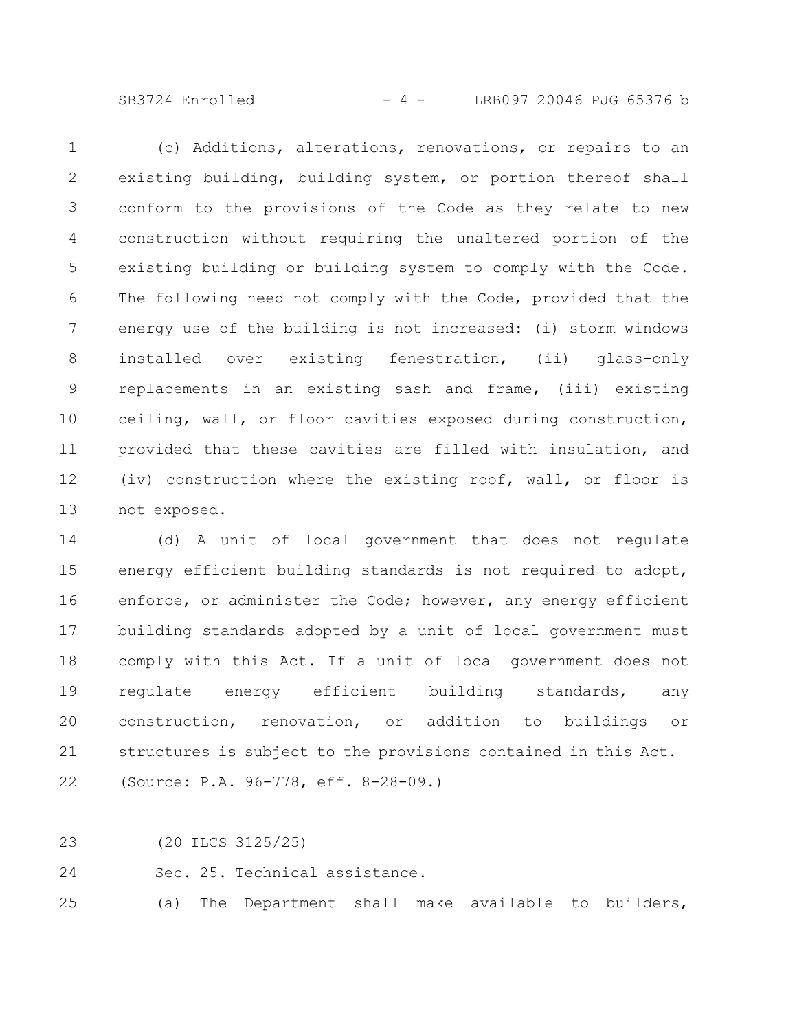(c) Additions, alterations, renovations, or repairs to an existing building, building system, or portion thereof shall conform to the provisions of the Code as they relate to new construction without requiring the unaltered portion of the existing building or building system to comply with the Code. The following need not comply with the Code, provided that the energy use of the building is not increased: (i) storm windows installed over existing fenestration, (ii) glass-only replacements in an existing sash and frame, (iii) existing ceiling, wall, or floor cavities exposed during construction, provided that these cavities are filled with insulation, and (iv) construction where the existing roof, wall, or floor is not exposed.

(d) A unit of local government that does not regulate energy efficient building standards is not required to adopt, enforce, or administer the Code; however, any energy efficient building standards adopted by a unit of local government must comply with this Act. If a unit of local government does not regulate energy efficient building standards, any construction, renovation, or addition to buildings or structures is subject to the provisions contained in this Act.

(Source: P.A. 96-778, eff. 8-28-09.)

(20 ILCS 3125/25)

Sec. 25. Technical assistance.

(a) The Department shall make available to builders,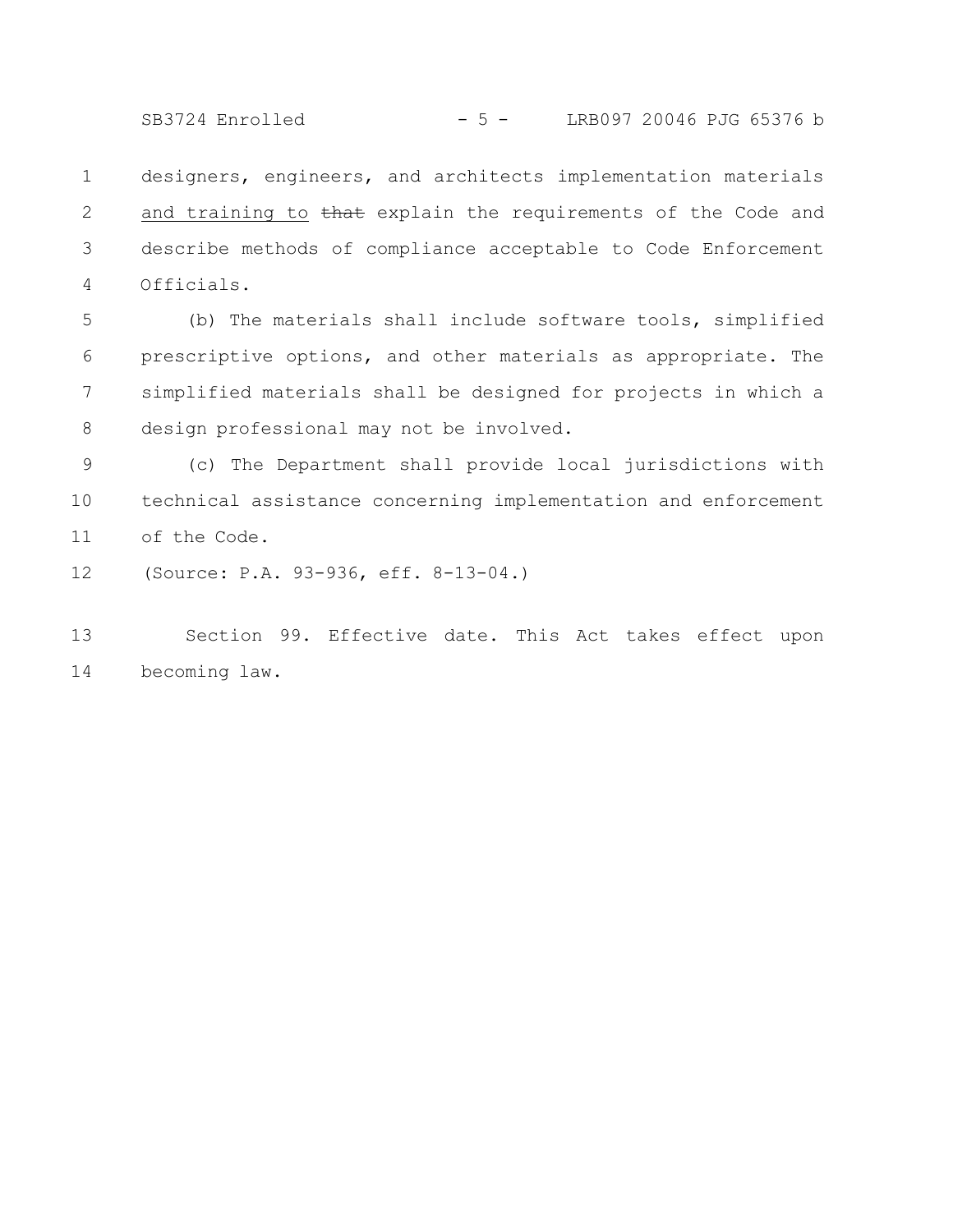designers, engineers, and architects implementation materials <u>and training to</u> ~~that~~ explain the requirements of the Code and describe methods of compliance acceptable to Code Enforcement Officials.

(b) The materials shall include software tools, simplified prescriptive options, and other materials as appropriate. The simplified materials shall be designed for projects in which a design professional may not be involved.

(c) The Department shall provide local jurisdictions with technical assistance concerning implementation and enforcement of the Code.

(Source: P.A. 93-936, eff. 8-13-04.)

Section 99. Effective date. This Act takes effect upon becoming law.